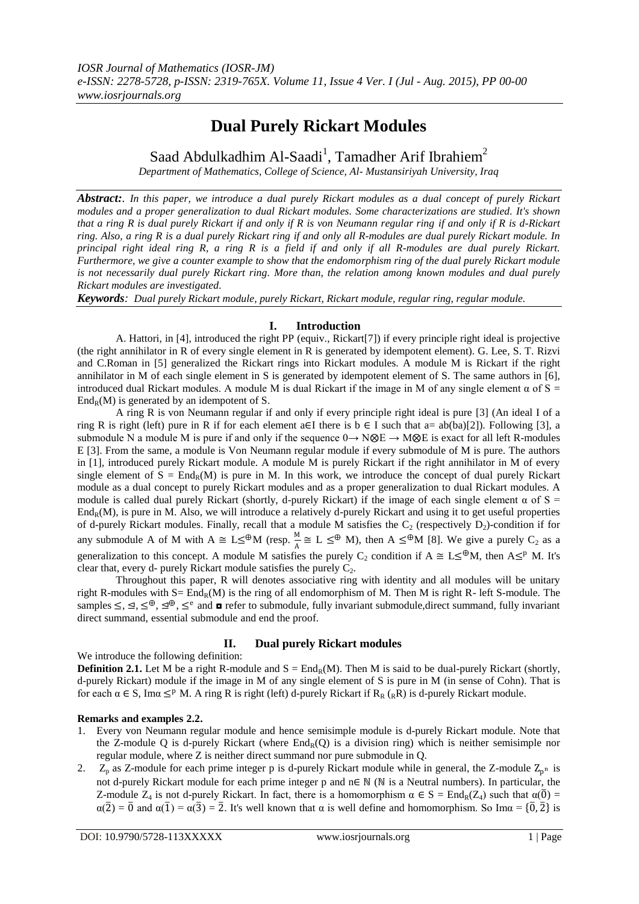# Dual Purely Rickart Modules

Saad Abdulkadhim Al-Saadi[1], Tamadher Arif Ibrahiem[2]

*Department of Mathematics, College of Science, Al- Mustansiriyah University, Iraq*

***Abstract:*** *. In this paper, we introduce a dual purely Rickart modules as a dual concept of purely Rickart modules and a proper generalization to dual Rickart modules. Some characterizations are studied. It's shown that a ring R is dual purely Rickart if and only if R is von Neumann regular ring if and only if R is d-Rickart ring. Also, a ring R is a dual purely Rickart ring if and only all R-modules are dual purely Rickart module. In principal right ideal ring R, a ring R is a field if and only if all R-modules are dual purely Rickart. Furthermore, we give a counter example to show that the endomorphism ring of the dual purely Rickart module is not necessarily dual purely Rickart ring. More than, the relation among known modules and dual purely Rickart modules are investigated.*

***Keywords****: Dual purely Rickart module, purely Rickart, Rickart module, regular ring, regular module.*

## I. Introduction

A. Hattori, in [4], introduced the right PP (equiv., Rickart[7]) if every principle right ideal is projective (the right annihilator in R of every single element in R is generated by idempotent element). G. Lee, S. T. Rizvi and C.Roman in [5] generalized the Rickart rings into Rickart modules. A module M is Rickart if the right annihilator in M of each single element in S is generated by idempotent element of S. The same authors in [6], introduced dual Rickart modules. A module M is dual Rickart if the image in M of any single element $\alpha$ of $S = End_R(M)$ is generated by an idempotent of S.

A ring R is von Neumann regular if and only if every principle right ideal is pure [3] (An ideal I of a ring R is right (left) pure in R if for each element $a \in I$ there is $b \in I$ such that $a = ab(ba)$[2]). Following [3], a submodule N a module M is pure if and only if the sequence $0 \to N \otimes E \to M \otimes E$ is exact for all left R-modules E [3]. From the same, a module is Von Neumann regular module if every submodule of M is pure. The authors in [1], introduced purely Rickart module. A module M is purely Rickart if the right annihilator in M of every single element of $S = End_R(M)$ is pure in M. In this work, we introduce the concept of dual purely Rickart module as a dual concept to purely Rickart modules and as a proper generalization to dual Rickart modules. A module is called dual purely Rickart (shortly, d-purely Rickart) if the image of each single element $\alpha$ of $S = End_R(M)$, is pure in M. Also, we will introduce a relatively d-purely Rickart and using it to get useful properties of d-purely Rickart modules. Finally, recall that a module M satisfies the $C_2$ (respectively $D_2$)-condition if for any submodule A of M with $A \cong L \leq^{\oplus} M$ (resp. $\frac{M}{A} \cong L \leq^{\oplus} M$), then $A \leq^{\oplus} M$ [8]. We give a purely $C_2$ as a generalization to this concept. A module M satisfies the purely $C_2$ condition if $A \cong L \leq^{\oplus} M$, then $A \leq^{p} M$. It's clear that, every d- purely Rickart module satisfies the purely $C_2$.

Throughout this paper, R will denotes associative ring with identity and all modules will be unitary right R-modules with $S = End_R(M)$ is the ring of all endomorphism of M. Then M is right R- left S-module. The samples $\leq, \trianglelefteq, \leq^{\oplus}, \trianglelefteq^{\oplus}, \leq^{e}$ and ◘ refer to submodule, fully invariant submodule,direct summand, fully invariant direct summand, essential submodule and end the proof.

## II. Dual purely Rickart modules

We introduce the following definition:

**Definition 2.1.** Let M be a right R-module and $S = End_R(M)$. Then M is said to be dual-purely Rickart (shortly, d-purely Rickart) module if the image in M of any single element of S is pure in M (in sense of Cohn). That is for each $\alpha \in S$, $Im\alpha \leq^{p} M$. A ring R is right (left) d-purely Rickart if $R_R$ ($_RR$) is d-purely Rickart module.

**Remarks and examples 2.2.**

1. Every von Neumann regular module and hence semisimple module is d-purely Rickart module. Note that the Z-module Q is d-purely Rickart (where $End_R(Q)$ is a division ring) which is neither semisimple nor regular module, where Z is neither direct summand nor pure submodule in Q.
2. $Z_p$ as Z-module for each prime integer p is d-purely Rickart module while in general, the Z-module $Z_{p^n}$ is not d-purely Rickart module for each prime integer p and $n \in \mathbb{N}$ ($\mathbb{N}$ is a Neutral numbers). In particular, the Z-module $Z_4$ is not d-purely Rickart. In fact, there is a homomorphism $\alpha \in S = End_R(Z_4)$ such that $\alpha(\bar{0}) = \alpha(\bar{2}) = \bar{0}$ and $\alpha(\bar{1}) = \alpha(\bar{3}) = \bar{2}$. It's well known that $\alpha$ is well define and homomorphism. So $Im\alpha = \{\bar{0}, \bar{2}\}$ is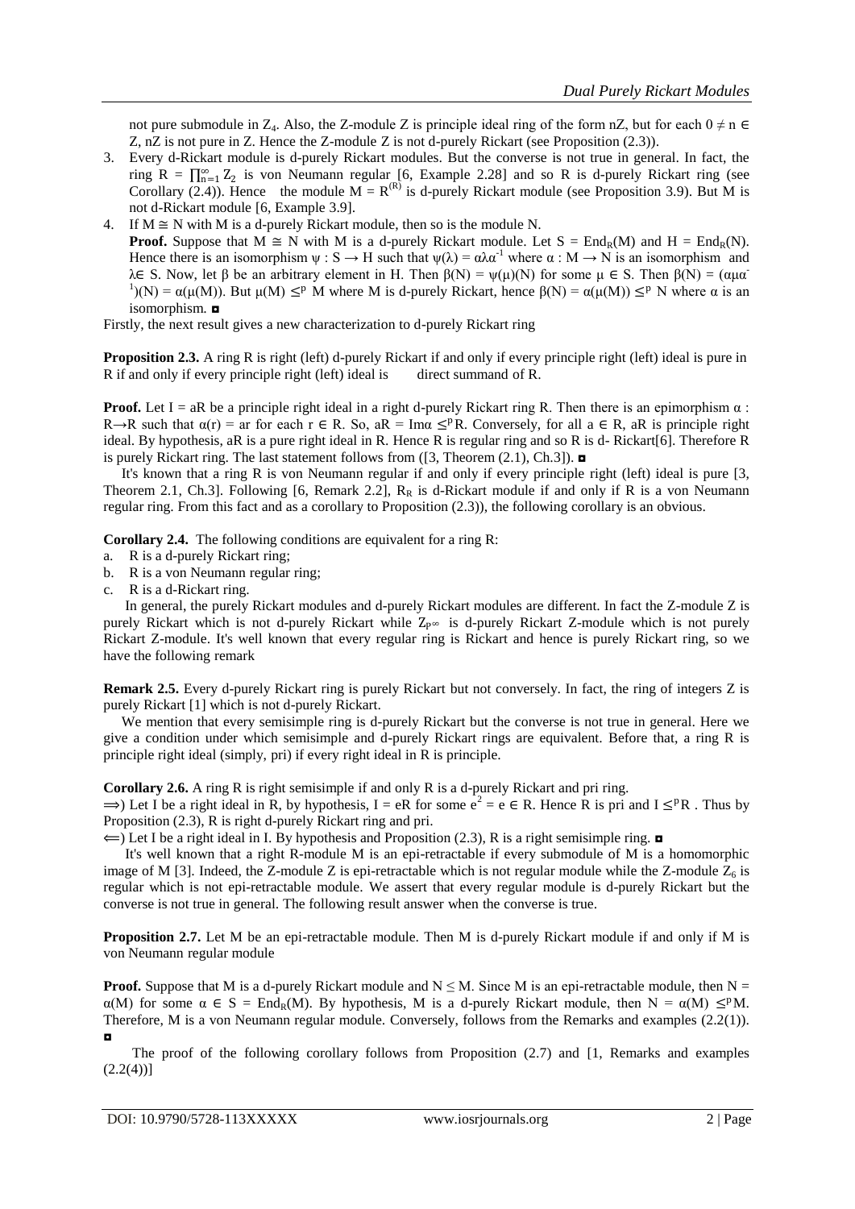not pure submodule in $Z_4$. Also, the Z-module Z is principle ideal ring of the form nZ, but for each $0 \neq n \in Z$, nZ is not pure in Z. Hence the Z-module Z is not d-purely Rickart (see Proposition (2.3)).

3. Every d-Rickart module is d-purely Rickart modules. But the converse is not true in general. In fact, the ring $R = \prod_{n=1}^{\infty} Z_2$ is von Neumann regular [6, Example 2.28] and so R is d-purely Rickart ring (see Corollary (2.4)). Hence the module $M = R^{(R)}$ is d-purely Rickart module (see Proposition 3.9). But M is not d-Rickart module [6, Example 3.9].
4. If $M \cong N$ with M is a d-purely Rickart module, then so is the module N.
   **Proof.** Suppose that $M \cong N$ with M is a d-purely Rickart module. Let $S = End_R(M)$ and $H = End_R(N)$. Hence there is an isomorphism $\psi : S \rightarrow H$ such that $\psi(\lambda) = \alpha\lambda\alpha^{-1}$ where $\alpha : M \rightarrow N$ is an isomorphism and $\lambda \in S$. Now, let β be an arbitrary element in H. Then $\beta(N) = \psi(\mu)(N)$ for some $\mu \in S$. Then $\beta(N) = (\alpha\mu\alpha^{-1})(N) = \alpha(\mu(M))$. But $\mu(M) \leq^p M$ where M is d-purely Rickart, hence $\beta(N) = \alpha(\mu(M)) \leq^p N$ where α is an isomorphism. ◘

Firstly, the next result gives a new characterization to d-purely Rickart ring

**Proposition 2.3.** A ring R is right (left) d-purely Rickart if and only if every principle right (left) ideal is pure in R if and only if every principle right (left) ideal is direct summand of R.

**Proof.** Let I = aR be a principle right ideal in a right d-purely Rickart ring R. Then there is an epimorphism $\alpha : R \rightarrow R$ such that $\alpha(r) = ar$ for each $r \in R$. So, $aR = Im\alpha \leq^p R$. Conversely, for all $a \in R$, aR is principle right ideal. By hypothesis, aR is a pure right ideal in R. Hence R is regular ring and so R is d- Rickart[6]. Therefore R is purely Rickart ring. The last statement follows from ([3, Theorem (2.1), Ch.3]). ◘

It's known that a ring R is von Neumann regular if and only if every principle right (left) ideal is pure [3, Theorem 2.1, Ch.3]. Following [6, Remark 2.2], $R_R$ is d-Rickart module if and only if R is a von Neumann regular ring. From this fact and as a corollary to Proposition (2.3)), the following corollary is an obvious.

**Corollary 2.4.** The following conditions are equivalent for a ring R:

a. R is a d-purely Rickart ring;
b. R is a von Neumann regular ring;
c. R is a d-Rickart ring.

In general, the purely Rickart modules and d-purely Rickart modules are different. In fact the Z-module Z is purely Rickart which is not d-purely Rickart while $Z_{p^\infty}$ is d-purely Rickart Z-module which is not purely Rickart Z-module. It's well known that every regular ring is Rickart and hence is purely Rickart ring, so we have the following remark

**Remark 2.5.** Every d-purely Rickart ring is purely Rickart but not conversely. In fact, the ring of integers Z is purely Rickart [1] which is not d-purely Rickart.

We mention that every semisimple ring is d-purely Rickart but the converse is not true in general. Here we give a condition under which semisimple and d-purely Rickart rings are equivalent. Before that, a ring R is principle right ideal (simply, pri) if every right ideal in R is principle.

**Corollary 2.6.** A ring R is right semisimple if and only R is a d-purely Rickart and pri ring.

⟹) Let I be a right ideal in R, by hypothesis, I = eR for some $e^2 = e \in R$. Hence R is pri and $I \leq^p R$ . Thus by Proposition (2.3), R is right d-purely Rickart ring and pri.

⟸) Let I be a right ideal in I. By hypothesis and Proposition (2.3), R is a right semisimple ring. ◘

It's well known that a right R-module M is an epi-retractable if every submodule of M is a homomorphic image of M [3]. Indeed, the Z-module Z is epi-retractable which is not regular module while the Z-module $Z_6$ is regular which is not epi-retractable module. We assert that every regular module is d-purely Rickart but the converse is not true in general. The following result answer when the converse is true.

**Proposition 2.7.** Let M be an epi-retractable module. Then M is d-purely Rickart module if and only if M is von Neumann regular module

**Proof.** Suppose that M is a d-purely Rickart module and $N \leq M$. Since M is an epi-retractable module, then $N = \alpha(M)$ for some $\alpha \in S = End_R(M)$. By hypothesis, M is a d-purely Rickart module, then $N = \alpha(M) \leq^p M$. Therefore, M is a von Neumann regular module. Conversely, follows from the Remarks and examples (2.2(1)). ◘

The proof of the following corollary follows from Proposition (2.7) and [1, Remarks and examples (2.2(4))]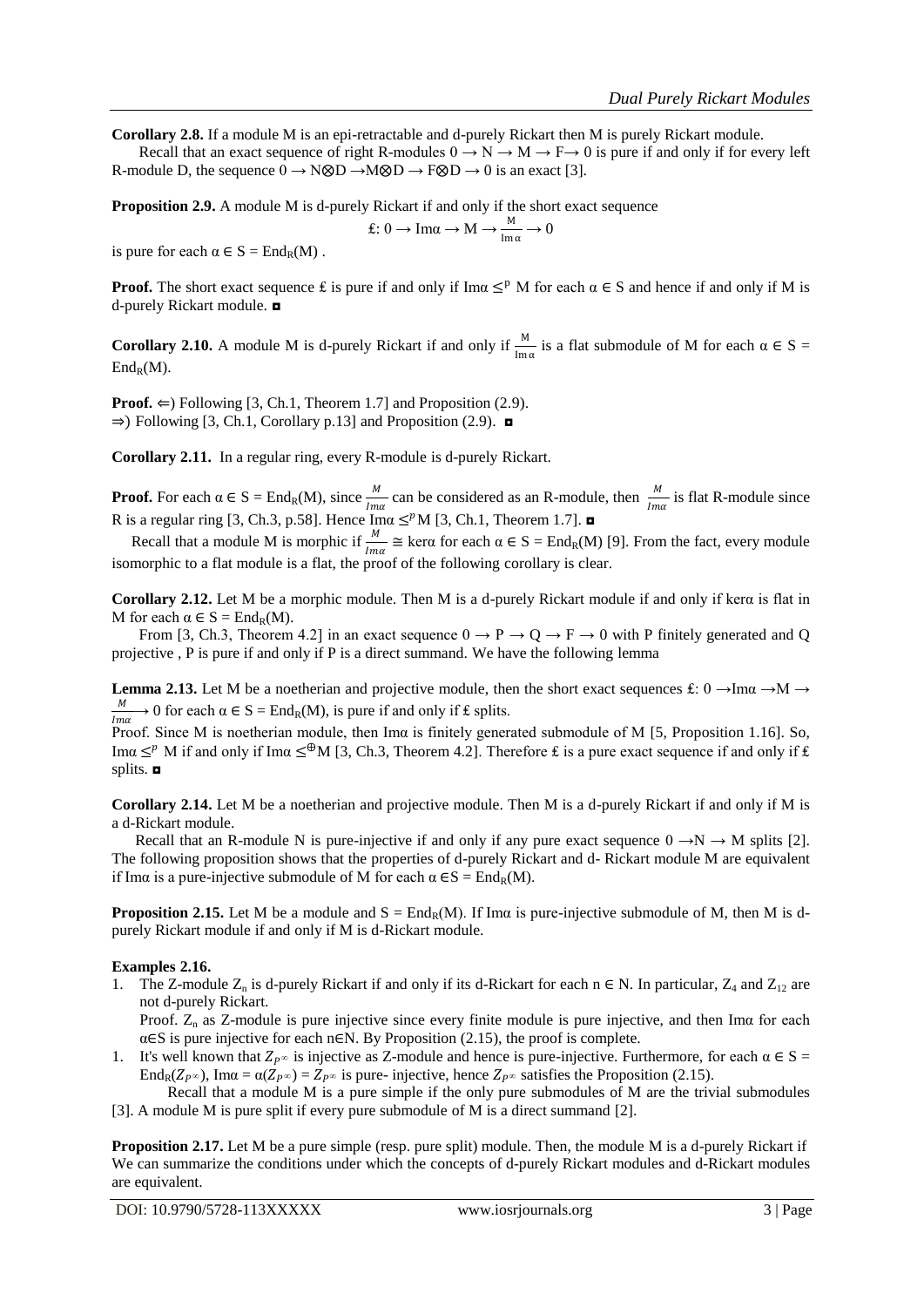**Corollary 2.8.** If a module M is an epi-retractable and d-purely Rickart then M is purely Rickart module.

Recall that an exact sequence of right R-modules $0 \to N \to M \to F \to 0$ is pure if and only if for every left R-module D, the sequence $0 \to N \otimes D \to M \otimes D \to F \otimes D \to 0$ is an exact [3].

**Proposition 2.9.** A module M is d-purely Rickart if and only if the short exact sequence

$$£: 0 \to \operatorname{Im}\alpha \to M \to \frac{M}{\operatorname{Im}\alpha} \to 0$$

is pure for each $\alpha \in S = \operatorname{End}_R(M)$ .

**Proof.** The short exact sequence £ is pure if and only if $\operatorname{Im}\alpha \leq^p M$ for each $\alpha \in S$ and hence if and only if M is d-purely Rickart module. ◘

**Corollary 2.10.** A module M is d-purely Rickart if and only if $\frac{M}{\operatorname{Im}\alpha}$ is a flat submodule of M for each $\alpha \in S = \operatorname{End}_R(M)$.

**Proof.** ⇐) Following [3, Ch.1, Theorem 1.7] and Proposition (2.9).
⇒) Following [3, Ch.1, Corollary p.13] and Proposition (2.9). ◘

**Corollary 2.11.** In a regular ring, every R-module is d-purely Rickart.

**Proof.** For each $\alpha \in S = \operatorname{End}_R(M)$, since $\frac{M}{Im\alpha}$ can be considered as an R-module, then $\frac{M}{Im\alpha}$ is flat R-module since R is a regular ring [3, Ch.3, p.58]. Hence $\operatorname{Im}\alpha \leq^p M$ [3, Ch.1, Theorem 1.7]. ◘

Recall that a module M is morphic if $\frac{M}{Im\alpha} \cong \ker\alpha$ for each $\alpha \in S = \operatorname{End}_R(M)$ [9]. From the fact, every module isomorphic to a flat module is a flat, the proof of the following corollary is clear.

**Corollary 2.12.** Let M be a morphic module. Then M is a d-purely Rickart module if and only if kerα is flat in M for each $\alpha \in S = \operatorname{End}_R(M)$.

From [3, Ch.3, Theorem 4.2] in an exact sequence $0 \to P \to Q \to F \to 0$ with P finitely generated and Q projective , P is pure if and only if P is a direct summand. We have the following lemma

**Lemma 2.13.** Let M be a noetherian and projective module, then the short exact sequences £: $0 \to \operatorname{Im}\alpha \to M \to \frac{M}{Im\alpha} \to 0$ for each $\alpha \in S = \operatorname{End}_R(M)$, is pure if and only if £ splits.

Proof. Since M is noetherian module, then Imα is finitely generated submodule of M [5, Proposition 1.16]. So, $\operatorname{Im}\alpha \leq^p M$ if and only if $\operatorname{Im}\alpha \leq^{\oplus} M$ [3, Ch.3, Theorem 4.2]. Therefore £ is a pure exact sequence if and only if £ splits. ◘

**Corollary 2.14.** Let M be a noetherian and projective module. Then M is a d-purely Rickart if and only if M is a d-Rickart module.

Recall that an R-module N is pure-injective if and only if any pure exact sequence $0 \to N \to M$ splits [2]. The following proposition shows that the properties of d-purely Rickart and d- Rickart module M are equivalent if Imα is a pure-injective submodule of M for each $\alpha \in S = \operatorname{End}_R(M)$.

**Proposition 2.15.** Let M be a module and $S = \operatorname{End}_R(M)$. If Imα is pure-injective submodule of M, then M is d-purely Rickart module if and only if M is d-Rickart module.

**Examples 2.16.**

1. The Z-module $Z_n$ is d-purely Rickart if and only if its d-Rickart for each $n \in N$. In particular, $Z_4$ and $Z_{12}$ are not d-purely Rickart.
   Proof. $Z_n$ as Z-module is pure injective since every finite module is pure injective, and then Imα for each α∈S is pure injective for each n∈N. By Proposition (2.15), the proof is complete.
1. It's well known that $Z_{P^\infty}$ is injective as Z-module and hence is pure-injective. Furthermore, for each $\alpha \in S = \operatorname{End}_R(Z_{P^\infty})$, $\operatorname{Im}\alpha = \alpha(Z_{P^\infty}) = Z_{P^\infty}$ is pure- injective, hence $Z_{P^\infty}$ satisfies the Proposition (2.15).

Recall that a module M is a pure simple if the only pure submodules of M are the trivial submodules [3]. A module M is pure split if every pure submodule of M is a direct summand [2].

**Proposition 2.17.** Let M be a pure simple (resp. pure split) module. Then, the module M is a d-purely Rickart if We can summarize the conditions under which the concepts of d-purely Rickart modules and d-Rickart modules are equivalent.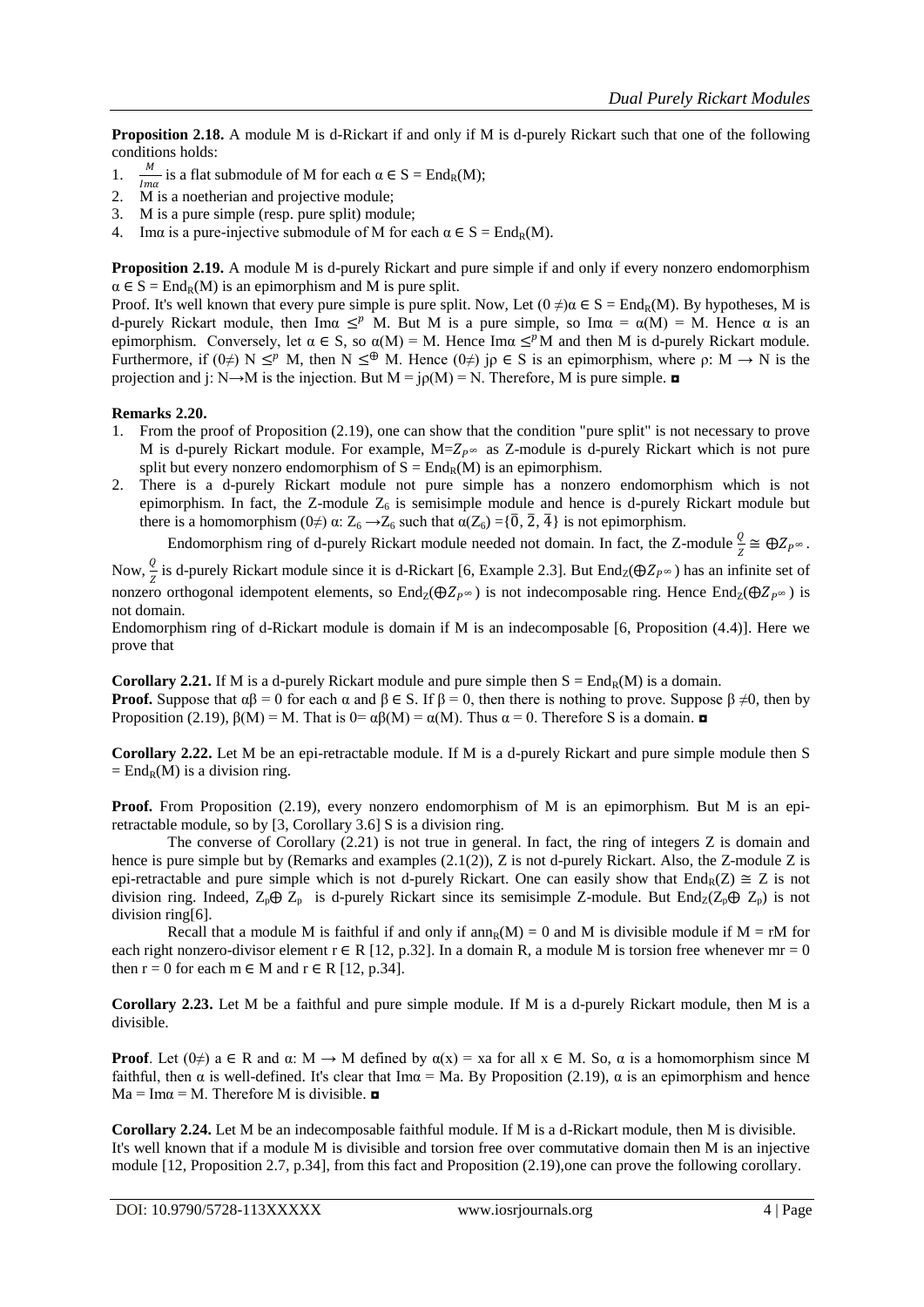**Proposition 2.18.** A module M is d-Rickart if and only if M is d-purely Rickart such that one of the following conditions holds:

1. $\frac{M}{Im\alpha}$ is a flat submodule of M for each $\alpha \in S = End_R(M)$;
2. M is a noetherian and projective module;
3. M is a pure simple (resp. pure split) module;
4. Imα is a pure-injective submodule of M for each $\alpha \in S = End_R(M)$.

**Proposition 2.19.** A module M is d-purely Rickart and pure simple if and only if every nonzero endomorphism $\alpha \in S = End_R(M)$ is an epimorphism and M is pure split.

Proof. It's well known that every pure simple is pure split. Now, Let $(0 \neq)\alpha \in S = End_R(M)$. By hypotheses, M is d-purely Rickart module, then $Im\alpha \leq^p M$. But M is a pure simple, so $Im\alpha = \alpha(M) = M$. Hence α is an epimorphism. Conversely, let $\alpha \in S$, so $\alpha(M) = M$. Hence $Im\alpha \leq^p M$ and then M is d-purely Rickart module. Furthermore, if $(0\neq)\ N \leq^p M$, then $N \leq^{\oplus} M$. Hence $(0\neq)\ j\rho \in S$ is an epimorphism, where $\rho: M \to N$ is the projection and $j: N \to M$ is the injection. But $M = j\rho(M) = N$. Therefore, M is pure simple. ◘

**Remarks 2.20.**

1. From the proof of Proposition (2.19), one can show that the condition "pure split" is not necessary to prove M is d-purely Rickart module. For example, $M=Z_{P^\infty}$ as Z-module is d-purely Rickart which is not pure split but every nonzero endomorphism of $S = End_R(M)$ is an epimorphism.
2. There is a d-purely Rickart module not pure simple has a nonzero endomorphism which is not epimorphism. In fact, the Z-module $Z_6$ is semisimple module and hence is d-purely Rickart module but there is a homomorphism $(0\neq)\ \alpha: Z_6 \to Z_6$ such that $\alpha(Z_6) = \{\bar{0}, \bar{2}, \bar{4}\}$ is not epimorphism.

Endomorphism ring of d-purely Rickart module needed not domain. In fact, the Z-module $\frac{Q}{Z} \cong \oplus Z_{P^\infty}$. Now, $\frac{Q}{Z}$ is d-purely Rickart module since it is d-Rickart [6, Example 2.3]. But $End_Z(\oplus Z_{P^\infty})$ has an infinite set of nonzero orthogonal idempotent elements, so $End_Z(\oplus Z_{P^\infty})$ is not indecomposable ring. Hence $End_Z(\oplus Z_{P^\infty})$ is not domain.

Endomorphism ring of d-Rickart module is domain if M is an indecomposable [6, Proposition (4.4)]. Here we prove that

**Corollary 2.21.** If M is a d-purely Rickart module and pure simple then $S = End_R(M)$ is a domain.

**Proof.** Suppose that $\alpha\beta = 0$ for each α and $\beta \in S$. If $\beta = 0$, then there is nothing to prove. Suppose $\beta \neq 0$, then by Proposition (2.19), $\beta(M) = M$. That is $0 = \alpha\beta(M) = \alpha(M)$. Thus $\alpha = 0$. Therefore S is a domain. ◘

**Corollary 2.22.** Let M be an epi-retractable module. If M is a d-purely Rickart and pure simple module then $S = End_R(M)$ is a division ring.

**Proof.** From Proposition (2.19), every nonzero endomorphism of M is an epimorphism. But M is an epi-retractable module, so by [3, Corollary 3.6] S is a division ring.

The converse of Corollary (2.21) is not true in general. In fact, the ring of integers Z is domain and hence is pure simple but by (Remarks and examples (2.1(2)), Z is not d-purely Rickart. Also, the Z-module Z is epi-retractable and pure simple which is not d-purely Rickart. One can easily show that $End_R(Z) \cong Z$ is not division ring. Indeed, $Z_p \oplus Z_p$ is d-purely Rickart since its semisimple Z-module. But $End_Z(Z_p \oplus Z_p)$ is not division ring[6].

Recall that a module M is faithful if and only if $ann_R(M) = 0$ and M is divisible module if $M = rM$ for each right nonzero-divisor element $r \in R$ [12, p.32]. In a domain R, a module M is torsion free whenever $mr = 0$ then $r = 0$ for each $m \in M$ and $r \in R$ [12, p.34].

**Corollary 2.23.** Let M be a faithful and pure simple module. If M is a d-purely Rickart module, then M is a divisible.

**Proof**. Let $(0\neq)\ a \in R$ and $\alpha: M \to M$ defined by $\alpha(x) = xa$ for all $x \in M$. So, α is a homomorphism since M faithful, then α is well-defined. It's clear that $Im\alpha = Ma$. By Proposition (2.19), α is an epimorphism and hence $Ma = Im\alpha = M$. Therefore M is divisible. ◘

**Corollary 2.24.** Let M be an indecomposable faithful module. If M is a d-Rickart module, then M is divisible.

It's well known that if a module M is divisible and torsion free over commutative domain then M is an injective module [12, Proposition 2.7, p.34], from this fact and Proposition (2.19),one can prove the following corollary.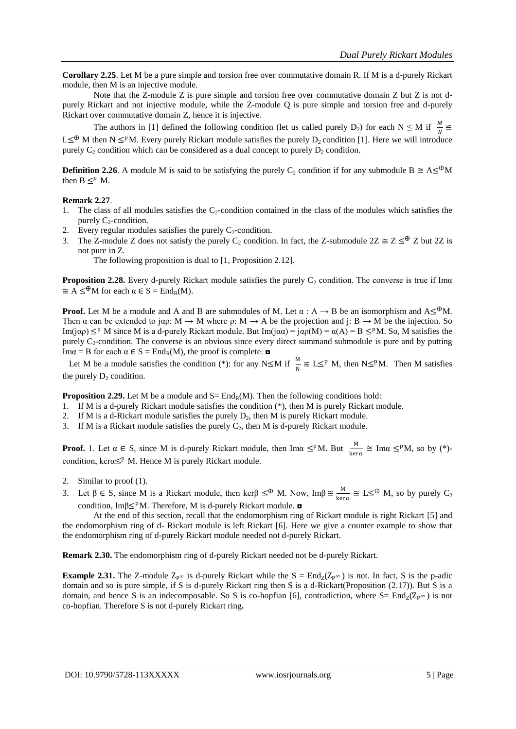**Corollary 2.25**. Let M be a pure simple and torsion free over commutative domain R. If M is a d-purely Rickart module, then M is an injective module.

Note that the Z-module Z is pure simple and torsion free over commutative domain Z but Z is not d-purely Rickart and not injective module, while the Z-module Q is pure simple and torsion free and d-purely Rickart over commutative domain Z, hence it is injective.

The authors in [1] defined the following condition (let us called purely $D_2$) for each $N \leq M$ if $\frac{M}{N} \cong L \leq^{\oplus} M$ then $N \leq^{p} M$. Every purely Rickart module satisfies the purely $D_2$ condition [1]. Here we will introduce purely $C_2$ condition which can be considered as a dual concept to purely $D_2$ condition.

**Definition 2.26**. A module M is said to be satisfying the purely $C_2$ condition if for any submodule $B \cong A \leq^{\oplus} M$ then $B \leq^{p} M$.

**Remark 2.27**.

1. The class of all modules satisfies the $C_2$-condition contained in the class of the modules which satisfies the purely $C_2$-condition.
2. Every regular modules satisfies the purely $C_2$-condition.
3. The Z-module Z does not satisfy the purely $C_2$ condition. In fact, the Z-submodule $2Z \cong Z \leq^{\oplus} Z$ but 2Z is not pure in Z.

The following proposition is dual to [1, Proposition 2.12].

**Proposition 2.28.** Every d-purely Rickart module satisfies the purely $C_2$ condition. The converse is true if $\text{Im}\alpha \cong A \leq^{\oplus} M$ for each $\alpha \in S = \text{End}_R(M)$.

**Proof.** Let M be a module and A and B are submodules of M. Let $\alpha : A \rightarrow B$ be an isomorphism and $A \leq^{\oplus} M$. Then α can be extended to $j\alpha\rho$: $M \rightarrow M$ where ρ: $M \rightarrow A$ be the projection and j: $B \rightarrow M$ be the injection. So $\text{Im}(j\alpha\rho) \leq^{p} M$ since M is a d-purely Rickart module. But $\text{Im}(j\alpha\alpha) = j\alpha\rho(M) = \alpha(A) = B \leq^{p} M$. So, M satisfies the purely $C_2$-condition. The converse is an obvious since every direct summand submodule is pure and by putting $\text{Im}\alpha = B$ for each $\alpha \in S = \text{End}_R(M)$, the proof is complete. ◘

Let M be a module satisfies the condition (*): for any $N \leq M$ if $\frac{M}{N} \cong L \leq^{p} M$, then $N \leq^{p} M$. Then M satisfies the purely $D_2$ condition.

**Proposition 2.29.** Let M be a module and $S = \text{End}_R(M)$. Then the following conditions hold:

1. If M is a d-purely Rickart module satisfies the condition (*), then M is purely Rickart module.
2. If M is a d-Rickart module satisfies the purely $D_2$, then M is purely Rickart module.
3. If M is a Rickart module satisfies the purely $C_2$, then M is d-purely Rickart module.

**Proof.** 1. Let $\alpha \in S$, since M is d-purely Rickart module, then $\text{Im}\alpha \leq^{p} M$. But $\frac{M}{\ker\alpha} \cong \text{Im}\alpha \leq^{p} M$, so by (*)-condition, $\ker\alpha \leq^{p} M$. Hence M is purely Rickart module.

2. Similar to proof (1).
3. Let $\beta \in S$, since M is a Rickart module, then $\ker\beta \leq^{\oplus} M$. Now, $\text{Im}\beta \cong \frac{M}{\ker\alpha} \cong L \leq^{\oplus} M$, so by purely $C_2$ condition, $\text{Im}\beta \leq^{p} M$. Therefore, M is d-purely Rickart module. ◘

At the end of this section, recall that the endomorphism ring of Rickart module is right Rickart [5] and the endomorphism ring of d- Rickart module is left Rickart [6]. Here we give a counter example to show that the endomorphism ring of d-purely Rickart module needed not d-purely Rickart.

**Remark 2.30.** The endomorphism ring of d-purely Rickart needed not be d-purely Rickart.

**Example 2.31.** The Z-module $Z_{P^{\infty}}$ is d-purely Rickart while the $S = \text{End}_Z(Z_{P^{\infty}})$ is not. In fact, S is the p-adic domain and so is pure simple, if S is d-purely Rickart ring then S is a d-Rickart(Proposition (2.17)). But S is a domain, and hence S is an indecomposable. So S is co-hopfian [6], contradiction, where $S = \text{End}_Z(Z_{P^{\infty}})$ is not co-hopfian. Therefore S is not d-purely Rickart ring**.**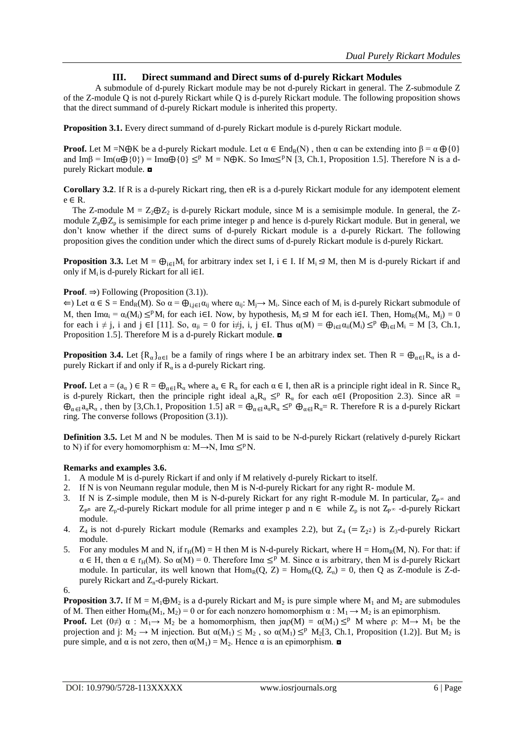## III. Direct summand and Direct sums of d-purely Rickart Modules

A submodule of d-purely Rickart module may be not d-purely Rickart in general. The Z-submodule Z of the Z-module Q is not d-purely Rickart while Q is d-purely Rickart module. The following proposition shows that the direct summand of d-purely Rickart module is inherited this property.

**Proposition 3.1.** Every direct summand of d-purely Rickart module is d-purely Rickart module.

**Proof.** Let $M = N\oplus K$ be a d-purely Rickart module. Let $\alpha \in End_R(N)$ , then $\alpha$ can be extending into $\beta = \alpha \oplus \{0\}$ and $Im\beta = Im(\alpha\oplus\{0\}) = Im\alpha\oplus\{0\} \leq^p M = N\oplus K$. So $Im\alpha \leq^p N$ [3, Ch.1, Proposition 1.5]. Therefore N is a d-purely Rickart module. ◘

**Corollary 3.2**. If R is a d-purely Rickart ring, then eR is a d-purely Rickart module for any idempotent element $e \in R$.

The Z-module $M = Z_2\oplus Z_2$ is d-purely Rickart module, since M is a semisimple module. In general, the Z-module $Z_p\oplus Z_p$ is semisimple for each prime integer p and hence is d-purely Rickart module. But in general, we don't know whether if the direct sums of d-purely Rickart module is a d-purely Rickart. The following proposition gives the condition under which the direct sums of d-purely Rickart module is d-purely Rickart.

**Proposition 3.3.** Let $M = \oplus_{i\in I}M_i$ for arbitrary index set I, $i \in I$. If $M_i \trianglelefteq M$, then M is d-purely Rickart if and only if $M_i$ is d-purely Rickart for all $i\in I$.

**Proof**. ⇒) Following (Proposition (3.1)).

⇐) Let $\alpha \in S = End_R(M)$. So $\alpha = \oplus_{i,j\in I}\alpha_{ij}$ where $\alpha_{ij}: M_j \rightarrow M_i$. Since each of $M_i$ is d-purely Rickart submodule of M, then $Im\alpha_i = \alpha_i(M_i) \leq^p M_i$ for each $i\in I$. Now, by hypothesis, $M_i \trianglelefteq M$ for each $i\in I$. Then, $Hom_R(M_i, M_j) = 0$ for each $i \neq j$, i and $j \in I$ [11]. So, $\alpha_{ji} = 0$ for $i\neq j$, i, $j \in I$. Thus $\alpha(M) = \oplus_{i\in I}\alpha_{ii}(M_i) \leq^p \oplus_{i\in I}M_i = M$ [3, Ch.1, Proposition 1.5]. Therefore M is a d-purely Rickart module. ◘

**Proposition 3.4.** Let $\{R_\alpha\}_{\alpha\in I}$ be a family of rings where I be an arbitrary index set. Then $R = \oplus_{\alpha\in I}R_\alpha$ is a d-purely Rickart if and only if $R_\alpha$ is a d-purely Rickart ring.

**Proof.** Let $a = (a_\alpha) \in R = \oplus_{\alpha\in I}R_\alpha$ where $a_\alpha \in R_\alpha$ for each $\alpha \in I$, then aR is a principle right ideal in R. Since $R_\alpha$ is d-purely Rickart, then the principle right ideal $a_\alpha R_\alpha \leq^p R_\alpha$ for each $\alpha\in I$ (Proposition 2.3). Since $aR = \oplus_{\alpha\in I}a_\alpha R_\alpha$ , then by [3,Ch.1, Proposition 1.5] $aR = \oplus_{\alpha\in I}a_\alpha R_\alpha \leq^p \oplus_{\alpha\in I}R_\alpha = R$. Therefore R is a d-purely Rickart ring. The converse follows (Proposition (3.1)).

**Definition 3.5.** Let M and N be modules. Then M is said to be N-d-purely Rickart (relatively d-purely Rickart to N) if for every homomorphism $\alpha: M\rightarrow N$, $Im\alpha \leq^p N$.

**Remarks and examples 3.6.**

1. A module M is d-purely Rickart if and only if M relatively d-purely Rickart to itself.
2. If N is von Neumann regular module, then M is N-d-purely Rickart for any right R- module M.
3. If N is Z-simple module, then M is N-d-purely Rickart for any right R-module M. In particular, $Z_{P^\infty}$ and $Z_{P^n}$ are $Z_p$-d-purely Rickart module for all prime integer p and n ∈ while $Z_p$ is not $Z_{P^\infty}$ -d-purely Rickart module.
4. $Z_4$ is not d-purely Rickart module (Remarks and examples 2.2), but $Z_4$ ($= Z_{2^2}$) is $Z_3$-d-purely Rickart module.
5. For any modules M and N, if $r_H(M) = H$ then M is N-d-purely Rickart, where $H = Hom_R(M, N)$. For that: if $\alpha \in H$, then $\alpha \in r_H(M)$. So $\alpha(M) = 0$. Therefore $Im\alpha \leq^p M$. Since $\alpha$ is arbitrary, then M is d-purely Rickart module. In particular, its well known that $Hom_R(Q, Z) = Hom_R(Q, Z_n) = 0$, then Q as Z-module is Z-d-purely Rickart and $Z_n$-d-purely Rickart.
6.

**Proposition 3.7.** If $M = M_1\oplus M_2$ is a d-purely Rickart and $M_2$ is pure simple where $M_1$ and $M_2$ are submodules of M. Then either $Hom_R(M_1, M_2) = 0$ or for each nonzero homomorphism $\alpha : M_1 \rightarrow M_2$ is an epimorphism.

**Proof.** Let $(0\neq)$ $\alpha : M_1\rightarrow M_2$ be a homomorphism, then $j\alpha\rho(M) = \alpha(M_1) \leq^p M$ where $\rho: M\rightarrow M_1$ be the projection and $j: M_2 \rightarrow M$ injection. But $\alpha(M_1) \leq M_2$ , so $\alpha(M_1) \leq^p M_2$[3, Ch.1, Proposition (1.2)]. But $M_2$ is pure simple, and $\alpha$ is not zero, then $\alpha(M_1) = M_2$. Hence $\alpha$ is an epimorphism. ◘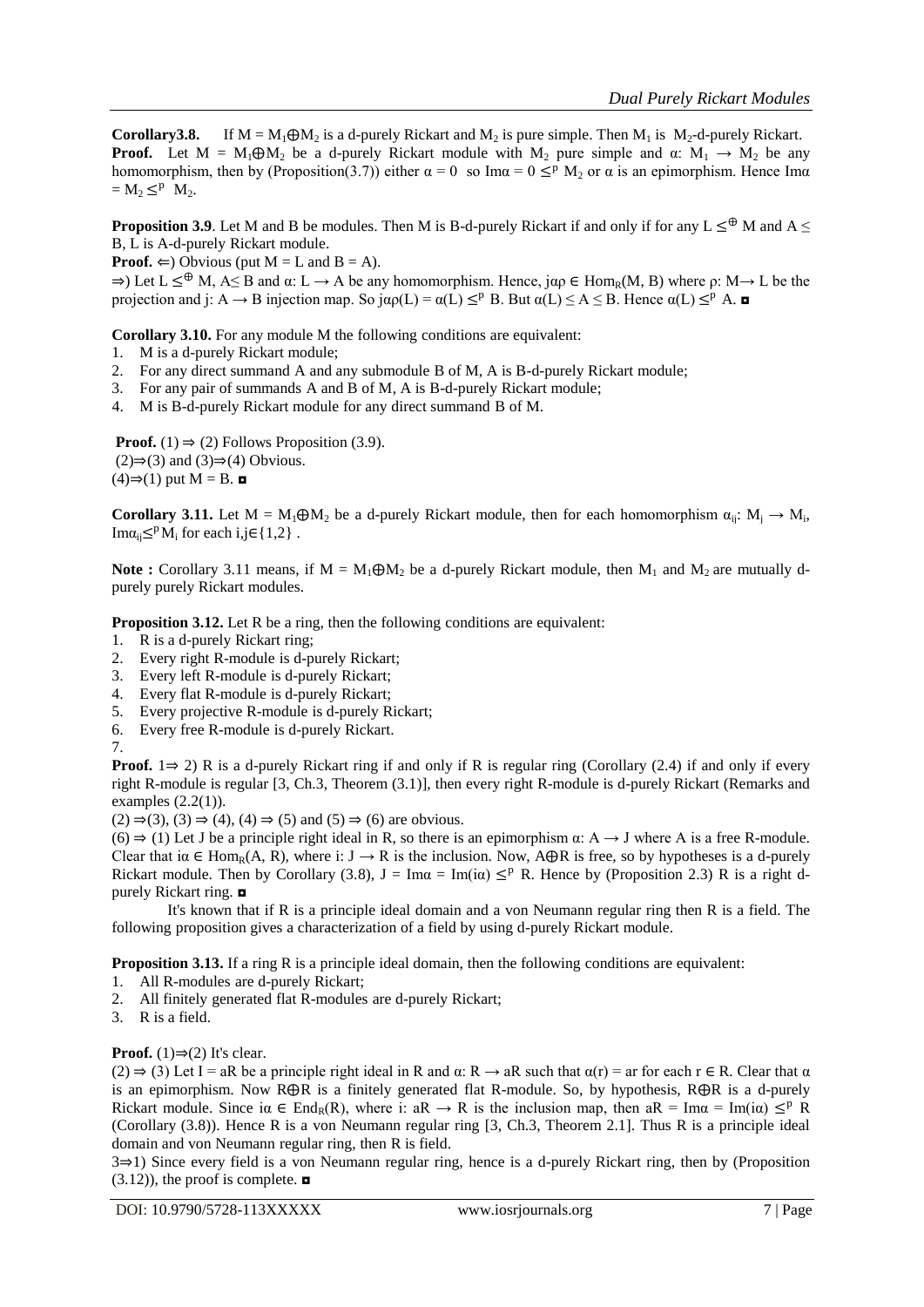**Corollary3.8.** If $M = M_1 \oplus M_2$ is a d-purely Rickart and $M_2$ is pure simple. Then $M_1$ is $M_2$-d-purely Rickart.

**Proof.** Let $M = M_1 \oplus M_2$ be a d-purely Rickart module with $M_2$ pure simple and $\alpha: M_1 \rightarrow M_2$ be any homomorphism, then by (Proposition(3.7)) either $\alpha = 0$ so $\text{Im}\alpha = 0 \leq^p M_2$ or $\alpha$ is an epimorphism. Hence $\text{Im}\alpha = M_2 \leq^p M_2$.

**Proposition 3.9**. Let M and B be modules. Then M is B-d-purely Rickart if and only if for any $L \leq^{\oplus} M$ and $A \leq B$, L is A-d-purely Rickart module.

**Proof.** $\Leftarrow$) Obvious (put M = L and B = A).

$\Rightarrow$) Let $L \leq^{\oplus} M$, $A \leq B$ and $\alpha: L \rightarrow A$ be any homomorphism. Hence, $j\alpha\rho \in \text{Hom}_R(M, B)$ where $\rho: M \rightarrow L$ be the projection and $j: A \rightarrow B$ injection map. So $j\alpha\rho(L) = \alpha(L) \leq^p B$. But $\alpha(L) \leq A \leq B$. Hence $\alpha(L) \leq^p A$. ◘

**Corollary 3.10.** For any module M the following conditions are equivalent:

1. M is a d-purely Rickart module;
2. For any direct summand A and any submodule B of M, A is B-d-purely Rickart module;
3. For any pair of summands A and B of M, A is B-d-purely Rickart module;
4. M is B-d-purely Rickart module for any direct summand B of M.

**Proof.** (1) $\Rightarrow$ (2) Follows Proposition (3.9).
(2)$\Rightarrow$(3) and (3)$\Rightarrow$(4) Obvious.
(4)$\Rightarrow$(1) put M = B. ◘

**Corollary 3.11.** Let $M = M_1 \oplus M_2$ be a d-purely Rickart module, then for each homomorphism $\alpha_{ij}: M_j \rightarrow M_i$, $\text{Im}\alpha_{ij} \leq^p M_i$ for each $i,j \in \{1,2\}$ .

**Note :** Corollary 3.11 means, if $M = M_1 \oplus M_2$ be a d-purely Rickart module, then $M_1$ and $M_2$ are mutually d-purely purely Rickart modules.

**Proposition 3.12.** Let R be a ring, then the following conditions are equivalent:

1. R is a d-purely Rickart ring;
2. Every right R-module is d-purely Rickart;
3. Every left R-module is d-purely Rickart;
4. Every flat R-module is d-purely Rickart;
5. Every projective R-module is d-purely Rickart;
6. Every free R-module is d-purely Rickart.
7.

**Proof.** 1$\Rightarrow$ 2) R is a d-purely Rickart ring if and only if R is regular ring (Corollary (2.4) if and only if every right R-module is regular [3, Ch.3, Theorem (3.1)], then every right R-module is d-purely Rickart (Remarks and examples (2.2(1)).

(2) $\Rightarrow$(3), (3) $\Rightarrow$ (4), (4) $\Rightarrow$ (5) and (5) $\Rightarrow$ (6) are obvious.

(6) $\Rightarrow$ (1) Let J be a principle right ideal in R, so there is an epimorphism $\alpha: A \rightarrow J$ where A is a free R-module. Clear that $i\alpha \in \text{Hom}_R(A, R)$, where $i: J \rightarrow R$ is the inclusion. Now, $A \oplus R$ is free, so by hypotheses is a d-purely Rickart module. Then by Corollary (3.8), $J = \text{Im}\alpha = \text{Im}(i\alpha) \leq^p R$. Hence by (Proposition 2.3) R is a right d-purely Rickart ring. ◘

It's known that if R is a principle ideal domain and a von Neumann regular ring then R is a field. The following proposition gives a characterization of a field by using d-purely Rickart module.

**Proposition 3.13.** If a ring R is a principle ideal domain, then the following conditions are equivalent:

1. All R-modules are d-purely Rickart;
2. All finitely generated flat R-modules are d-purely Rickart;
3. R is a field.

**Proof.** (1)$\Rightarrow$(2) It's clear.

(2) $\Rightarrow$ (3) Let $I = aR$ be a principle right ideal in R and $\alpha: R \rightarrow aR$ such that $\alpha(r) = ar$ for each $r \in R$. Clear that $\alpha$ is an epimorphism. Now $R \oplus R$ is a finitely generated flat R-module. So, by hypothesis, $R \oplus R$ is a d-purely Rickart module. Since $i\alpha \in \text{End}_R(R)$, where $i: aR \rightarrow R$ is the inclusion map, then $aR = \text{Im}\alpha = \text{Im}(i\alpha) \leq^p R$ (Corollary (3.8)). Hence R is a von Neumann regular ring [3, Ch.3, Theorem 2.1]. Thus R is a principle ideal domain and von Neumann regular ring, then R is field.

3$\Rightarrow$1) Since every field is a von Neumann regular ring, hence is a d-purely Rickart ring, then by (Proposition (3.12)), the proof is complete. ◘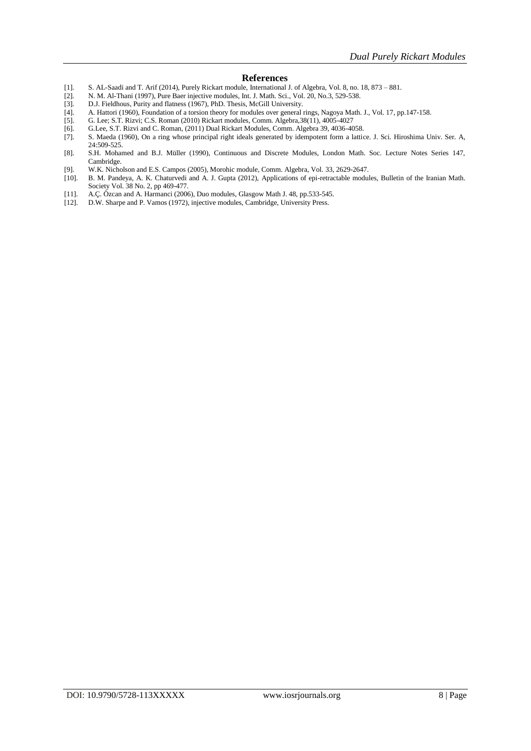## References

[1]. S. AL-Saadi and T. Arif (2014), Purely Rickart module, International J. of Algebra, Vol. 8, no. 18, 873 – 881.
[2]. N. M. Al-Thani (1997), Pure Baer injective modules, Int. J. Math. Sci., Vol. 20, No.3, 529-538.
[3]. D.J. Fieldhous, Purity and flatness (1967), PhD. Thesis, McGill University.
[4]. A. Hattori (1960), Foundation of a torsion theory for modules over general rings, Nagoya Math. J., Vol. 17, pp.147-158.
[5]. G. Lee; S.T. Rizvi; C.S. Roman (2010) Rickart modules, Comm. Algebra,38(11), 4005-4027
[6]. G.Lee, S.T. Rizvi and C. Roman, (2011) Dual Rickart Modules, Comm. Algebra 39, 4036-4058.
[7]. S. Maeda (1960), On a ring whose principal right ideals generated by idempotent form a lattice. J. Sci. Hiroshima Univ. Ser. A, 24:509-525.
[8]. S.H. Mohamed and B.J. Müller (1990), Continuous and Discrete Modules, London Math. Soc. Lecture Notes Series 147, Cambridge.
[9]. W.K. Nicholson and E.S. Campos (2005), Morohic module, Comm. Algebra, Vol. 33, 2629-2647.
[10]. B. M. Pandeya, A. K. Chaturvedi and A. J. Gupta (2012), Applications of epi-retractable modules, Bulletin of the Iranian Math. Society Vol. 38 No. 2, pp 469-477.
[11]. A.Ç. Özcan and A. Harmanci (2006), Duo modules, Glasgow Math J. 48, pp.533-545.
[12]. D.W. Sharpe and P. Vamos (1972), injective modules, Cambridge, University Press.